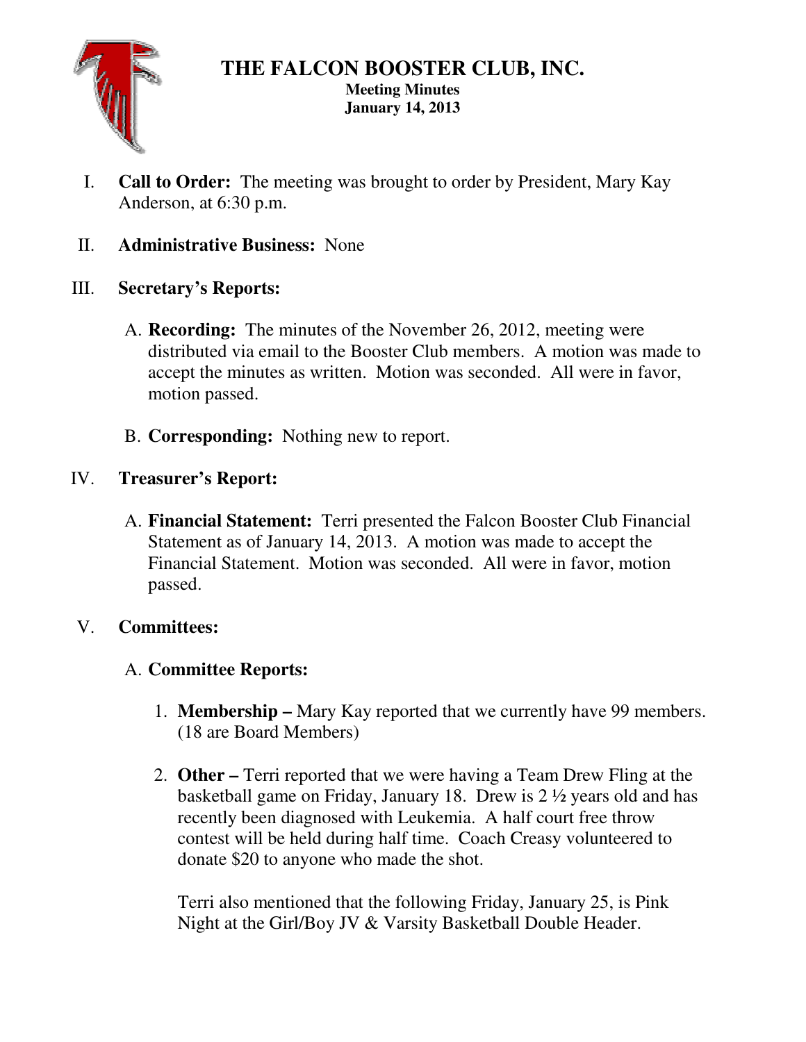# THE FALCON BOOSTER CLUB, INC.

**Meeting Minutes**
**January 14, 2013**

I. **Call to Order:** The meeting was brought to order by President, Mary Kay Anderson, at 6:30 p.m.

II. **Administrative Business:** None

III. **Secretary's Reports:**

   A. **Recording:** The minutes of the November 26, 2012, meeting were distributed via email to the Booster Club members. A motion was made to accept the minutes as written. Motion was seconded. All were in favor, motion passed.

   B. **Corresponding:** Nothing new to report.

IV. **Treasurer's Report:**

   A. **Financial Statement:** Terri presented the Falcon Booster Club Financial Statement as of January 14, 2013. A motion was made to accept the Financial Statement. Motion was seconded. All were in favor, motion passed.

V. **Committees:**

   A. **Committee Reports:**

      1. **Membership –** Mary Kay reported that we currently have 99 members. (18 are Board Members)

      2. **Other –** Terri reported that we were having a Team Drew Fling at the basketball game on Friday, January 18. Drew is 2 ½ years old and has recently been diagnosed with Leukemia. A half court free throw contest will be held during half time. Coach Creasy volunteered to donate $20 to anyone who made the shot.

         Terri also mentioned that the following Friday, January 25, is Pink Night at the Girl/Boy JV & Varsity Basketball Double Header.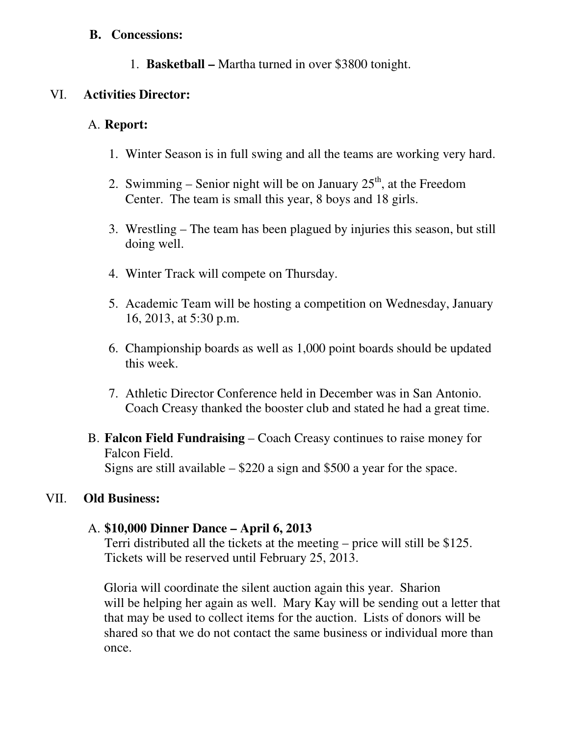**B. Concessions:**

1. **Basketball –** Martha turned in over $3800 tonight.

## VI. Activities Director:

A. **Report:**

1. Winter Season is in full swing and all the teams are working very hard.

2. Swimming – Senior night will be on January 25th, at the Freedom Center. The team is small this year, 8 boys and 18 girls.

3. Wrestling – The team has been plagued by injuries this season, but still doing well.

4. Winter Track will compete on Thursday.

5. Academic Team will be hosting a competition on Wednesday, January 16, 2013, at 5:30 p.m.

6. Championship boards as well as 1,000 point boards should be updated this week.

7. Athletic Director Conference held in December was in San Antonio. Coach Creasy thanked the booster club and stated he had a great time.

B. **Falcon Field Fundraising** – Coach Creasy continues to raise money for Falcon Field.
Signs are still available – $220 a sign and $500 a year for the space.

## VII. Old Business:

A. **$10,000 Dinner Dance – April 6, 2013**
Terri distributed all the tickets at the meeting – price will still be $125. Tickets will be reserved until February 25, 2013.

Gloria will coordinate the silent auction again this year. Sharion will be helping her again as well. Mary Kay will be sending out a letter that that may be used to collect items for the auction. Lists of donors will be shared so that we do not contact the same business or individual more than once.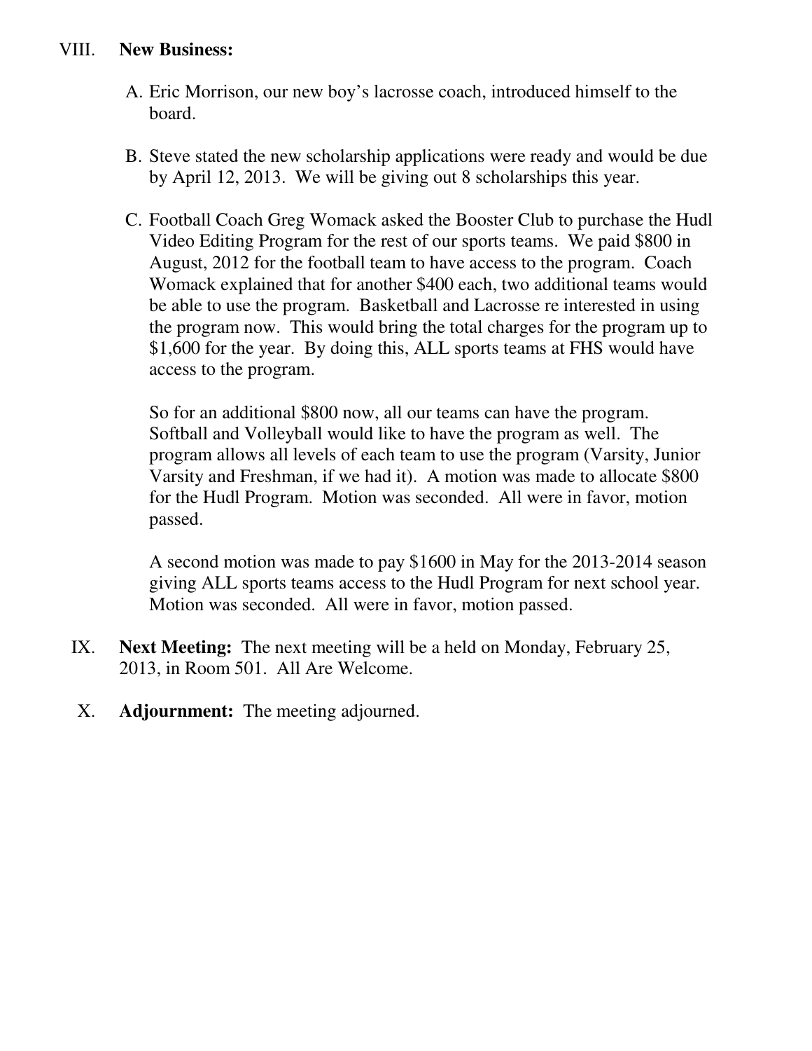VIII. **New Business:**

A. Eric Morrison, our new boy's lacrosse coach, introduced himself to the board.

B. Steve stated the new scholarship applications were ready and would be due by April 12, 2013. We will be giving out 8 scholarships this year.

C. Football Coach Greg Womack asked the Booster Club to purchase the Hudl Video Editing Program for the rest of our sports teams. We paid $800 in August, 2012 for the football team to have access to the program. Coach Womack explained that for another $400 each, two additional teams would be able to use the program. Basketball and Lacrosse re interested in using the program now. This would bring the total charges for the program up to $1,600 for the year. By doing this, ALL sports teams at FHS would have access to the program.

   So for an additional $800 now, all our teams can have the program. Softball and Volleyball would like to have the program as well. The program allows all levels of each team to use the program (Varsity, Junior Varsity and Freshman, if we had it). A motion was made to allocate $800 for the Hudl Program. Motion was seconded. All were in favor, motion passed.

   A second motion was made to pay $1600 in May for the 2013-2014 season giving ALL sports teams access to the Hudl Program for next school year. Motion was seconded. All were in favor, motion passed.

IX. **Next Meeting:** The next meeting will be a held on Monday, February 25, 2013, in Room 501. All Are Welcome.

X. **Adjournment:** The meeting adjourned.